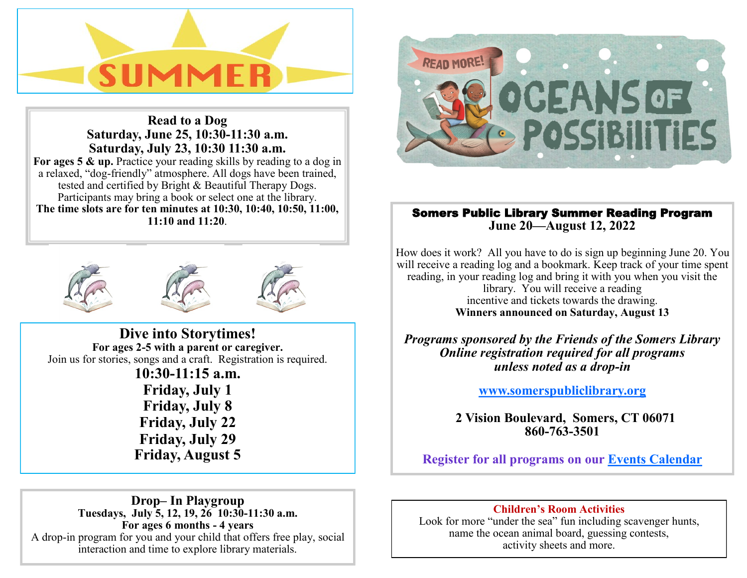# SUMMER

## Read to a Dog

**Saturday, June 25, 10:30-11:30 a.m.**
**Saturday, July 23, 10:30 11:30 a.m.**

**For ages 5 & up.** Practice your reading skills by reading to a dog in a relaxed, "dog-friendly" atmosphere. All dogs have been trained, tested and certified by Bright & Beautiful Therapy Dogs. Participants may bring a book or select one at the library.

**The time slots are for ten minutes at 10:30, 10:40, 10:50, 11:00, 11:10 and 11:20**.

## Dive into Storytimes!

**For ages 2-5 with a parent or caregiver.**

Join us for stories, songs and a craft. Registration is required.

**10:30-11:15 a.m.**

**Friday, July 1**
**Friday, July 8**
**Friday, July 22**
**Friday, July 29**
**Friday, August 5**

## Drop– In Playgroup

**Tuesdays, July 5, 12, 19, 26 10:30-11:30 a.m.**

**For ages 6 months - 4 years**

A drop-in program for you and your child that offers free play, social interaction and time to explore library materials.

# READ MORE! OCEANS OF POSSIBILITIES

## Somers Public Library Summer Reading Program

**June 20—August 12, 2022**

How does it work? All you have to do is sign up beginning June 20. You will receive a reading log and a bookmark. Keep track of your time spent reading, in your reading log and bring it with you when you visit the library. You will receive a reading incentive and tickets towards the drawing.

**Winners announced on Saturday, August 13**

***Programs sponsored by the Friends of the Somers Library***
***Online registration required for all programs unless noted as a drop-in***

**[www.somerspubliclibrary.org](www.somerspubliclibrary.org)**

**2 Vision Boulevard, Somers, CT 06071**
**860-763-3501**

**Register for all programs on our [Events Calendar]()**

## Children's Room Activities

Look for more "under the sea" fun including scavenger hunts, name the ocean animal board, guessing contests, activity sheets and more.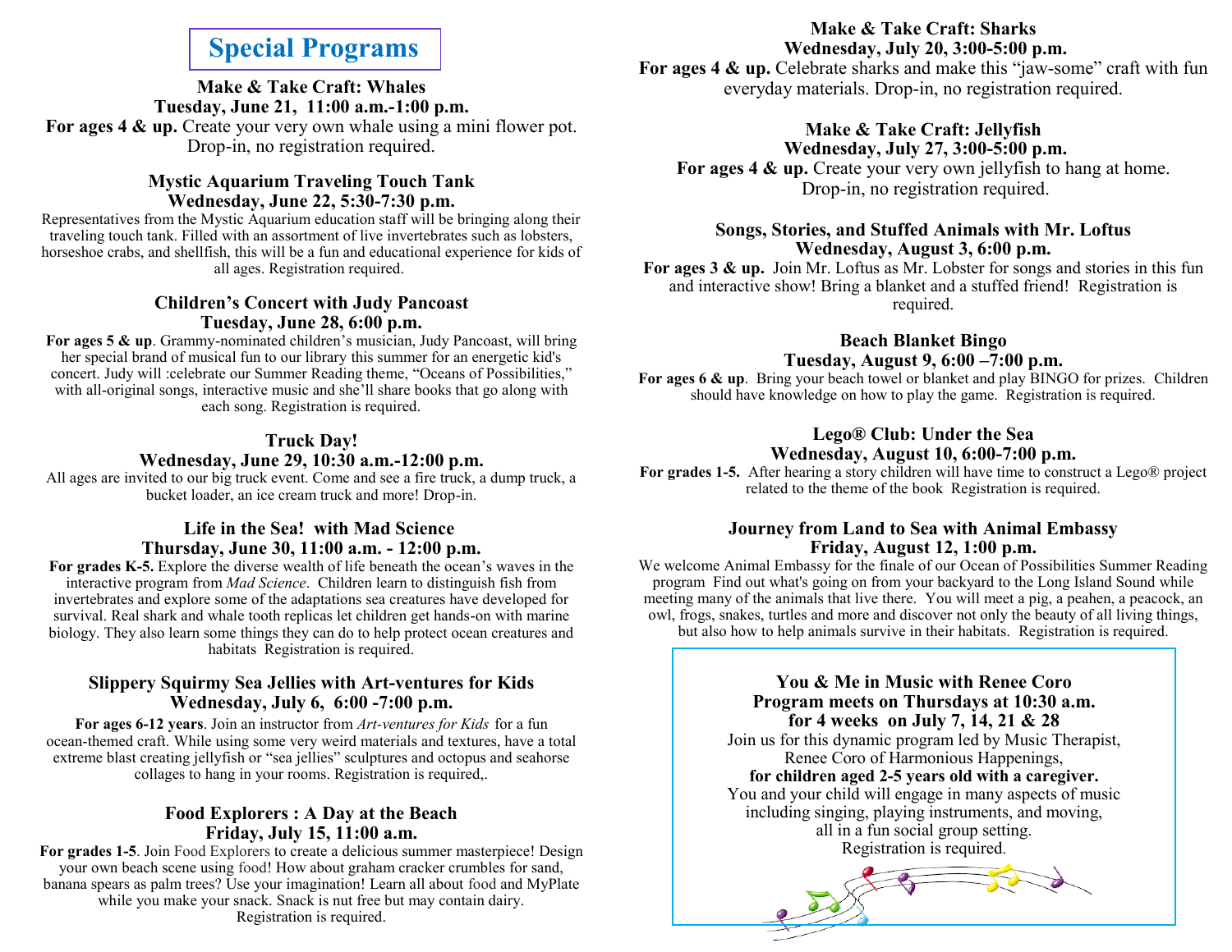# Special Programs

### Make & Take Craft: Whales
### Tuesday, June 21, 11:00 a.m.-1:00 p.m.

**For ages 4 & up.** Create your very own whale using a mini flower pot. Drop-in, no registration required.

### Mystic Aquarium Traveling Touch Tank
### Wednesday, June 22, 5:30-7:30 p.m.

Representatives from the Mystic Aquarium education staff will be bringing along their traveling touch tank. Filled with an assortment of live invertebrates such as lobsters, horseshoe crabs, and shellfish, this will be a fun and educational experience for kids of all ages. Registration required.

### Children's Concert with Judy Pancoast
### Tuesday, June 28, 6:00 p.m.

**For ages 5 & up**. Grammy-nominated children's musician, Judy Pancoast, will bring her special brand of musical fun to our library this summer for an energetic kid's concert. Judy will :celebrate our Summer Reading theme, "Oceans of Possibilities," with all-original songs, interactive music and she'll share books that go along with each song. Registration is required.

### Truck Day!
### Wednesday, June 29, 10:30 a.m.-12:00 p.m.

All ages are invited to our big truck event. Come and see a fire truck, a dump truck, a bucket loader, an ice cream truck and more! Drop-in.

### Life in the Sea! with Mad Science
### Thursday, June 30, 11:00 a.m. - 12:00 p.m.

**For grades K-5.** Explore the diverse wealth of life beneath the ocean's waves in the interactive program from *Mad Science*. Children learn to distinguish fish from invertebrates and explore some of the adaptations sea creatures have developed for survival. Real shark and whale tooth replicas let children get hands-on with marine biology. They also learn some things they can do to help protect ocean creatures and habitats Registration is required.

### Slippery Squirmy Sea Jellies with Art-ventures for Kids
### Wednesday, July 6, 6:00 -7:00 p.m.

**For ages 6-12 years**. Join an instructor from *Art-ventures for Kids* for a fun ocean-themed craft. While using some very weird materials and textures, have a total extreme blast creating jellyfish or "sea jellies" sculptures and octopus and seahorse collages to hang in your rooms. Registration is required,.

### Food Explorers : A Day at the Beach
### Friday, July 15, 11:00 a.m.

**For grades 1-5**. Join Food Explorers to create a delicious summer masterpiece! Design your own beach scene using food! How about graham cracker crumbles for sand, banana spears as palm trees? Use your imagination! Learn all about food and MyPlate while you make your snack. Snack is nut free but may contain dairy. Registration is required.

### Make & Take Craft: Sharks
### Wednesday, July 20, 3:00-5:00 p.m.

**For ages 4 & up.** Celebrate sharks and make this "jaw-some" craft with fun everyday materials. Drop-in, no registration required.

### Make & Take Craft: Jellyfish
### Wednesday, July 27, 3:00-5:00 p.m.

**For ages 4 & up.** Create your very own jellyfish to hang at home. Drop-in, no registration required.

### Songs, Stories, and Stuffed Animals with Mr. Loftus
### Wednesday, August 3, 6:00 p.m.

**For ages 3 & up.** Join Mr. Loftus as Mr. Lobster for songs and stories in this fun and interactive show! Bring a blanket and a stuffed friend! Registration is required.

### Beach Blanket Bingo
### Tuesday, August 9, 6:00 –7:00 p.m.

**For ages 6 & up**. Bring your beach towel or blanket and play BINGO for prizes. Children should have knowledge on how to play the game. Registration is required.

### Lego® Club: Under the Sea
### Wednesday, August 10, 6:00-7:00 p.m.

**For grades 1-5.** After hearing a story children will have time to construct a Lego® project related to the theme of the book Registration is required.

### Journey from Land to Sea with Animal Embassy
### Friday, August 12, 1:00 p.m.

We welcome Animal Embassy for the finale of our Ocean of Possibilities Summer Reading program Find out what's going on from your backyard to the Long Island Sound while meeting many of the animals that live there. You will meet a pig, a peahen, a peacock, an owl, frogs, snakes, turtles and more and discover not only the beauty of all living things, but also how to help animals survive in their habitats. Registration is required.

### You & Me in Music with Renee Coro
### Program meets on Thursdays at 10:30 a.m. for 4 weeks on July 7, 14, 21 & 28

Join us for this dynamic program led by Music Therapist, Renee Coro of Harmonious Happenings, **for children aged 2-5 years old with a caregiver.** You and your child will engage in many aspects of music including singing, playing instruments, and moving, all in a fun social group setting. Registration is required.